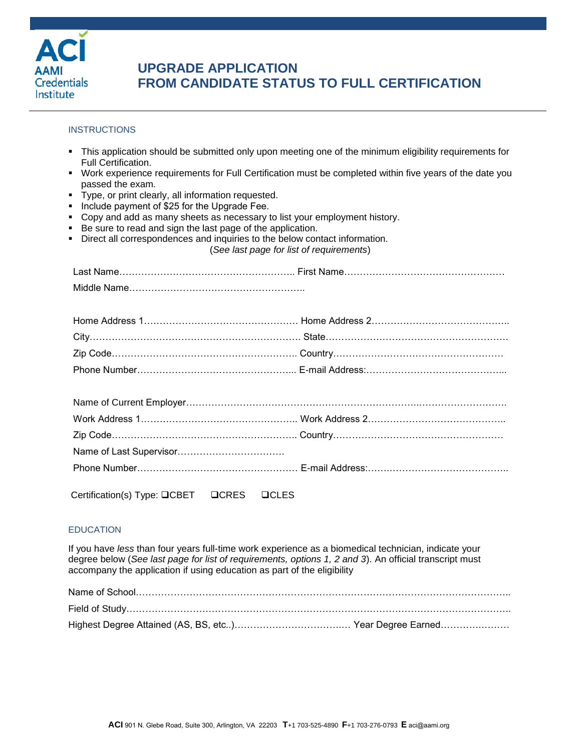# UPGRADE APPLICATION
# FROM CANDIDATE STATUS TO FULL CERTIFICATION

## INSTRUCTIONS

- This application should be submitted only upon meeting one of the minimum eligibility requirements for Full Certification.
- Work experience requirements for Full Certification must be completed within five years of the date you passed the exam.
- Type, or print clearly, all information requested.
- Include payment of $25 for the Upgrade Fee.
- Copy and add as many sheets as necessary to list your employment history.
- Be sure to read and sign the last page of the application.
- Direct all correspondences and inquiries to the below contact information.

(*See last page for list of requirements*)

Last Name………………………………………………. First Name……………………………………………

Middle Name………………………………………………..

Home Address 1…………………………………………. Home Address 2……………………………………..

City…………………………………………………………. State…………………………………………………..

Zip Code…………………………………………………. Country………………………………………………

Phone Number………………………………………….. E-mail Address:……………………………………...

Name of Current Employer…………………………………………………………………………………………

Work Address 1………………………………………….. Work Address 2……………………………………..

Zip Code…………………………………………………. Country………………………………………………

Name of Last Supervisor……………………………

Phone Number…………………………………………. E-mail Address:……………………………………..

Certification(s) Type: ❑CBET ❑CRES ❑CLES

## EDUCATION

If you have *less* than four years full-time work experience as a biomedical technician, indicate your degree below (*See last page for list of requirements, options 1, 2 and 3*). An official transcript must accompany the application if using education as part of the eligibility

Name of School……………………………………………………………………………………………………..

Field of Study……………………………………………………………………………………………………….

Highest Degree Attained (AS, BS, etc..)……………………………… Year Degree Earned…………………

**ACI** 901 N. Glebe Road, Suite 300, Arlington, VA 22203 **T**+1 703-525-4890 **F**+1 703-276-0793 **E** aci@aami.org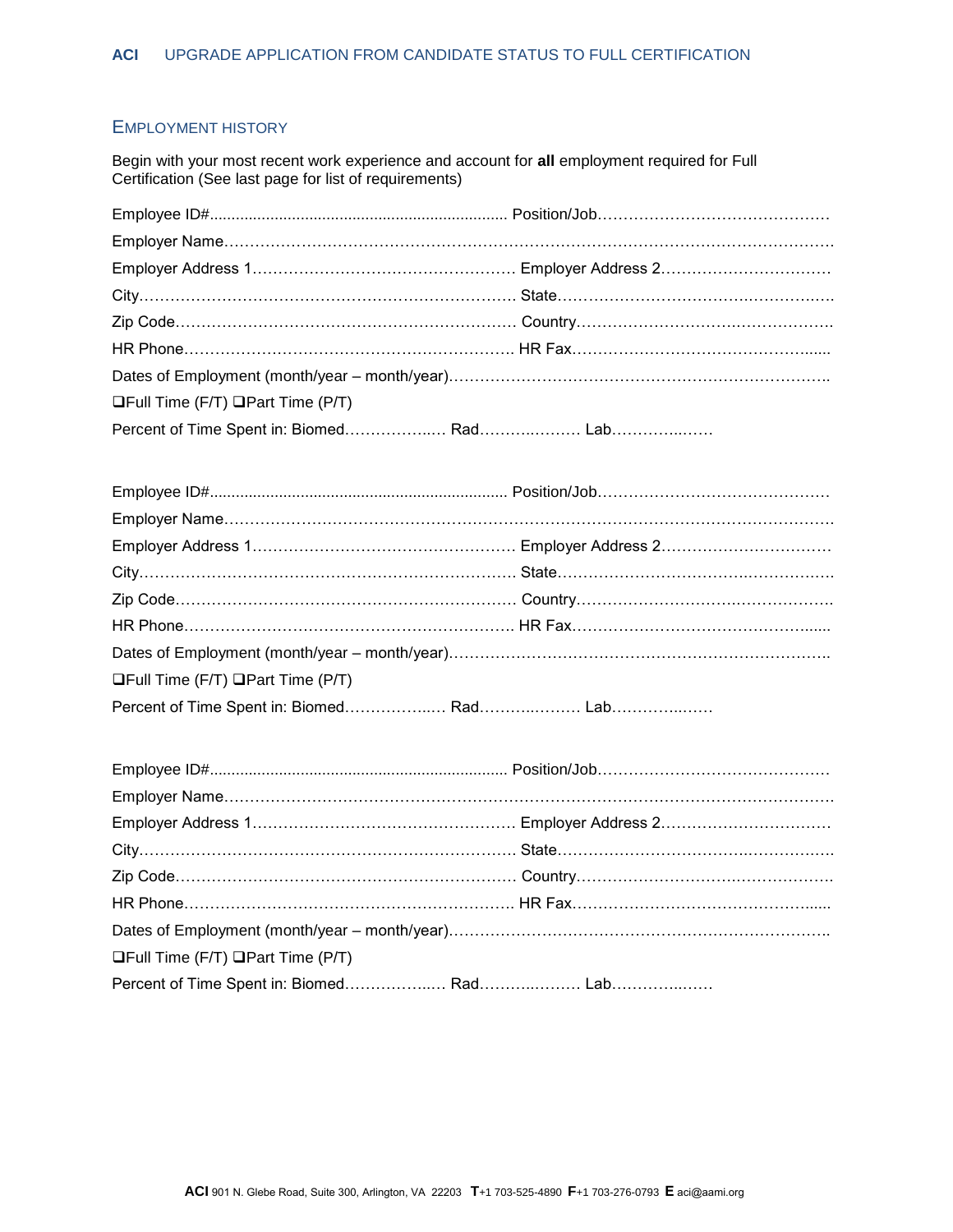## Employment History

Begin with your most recent work experience and account for **all** employment required for Full Certification (See last page for list of requirements)

Employee ID#.................................................................... Position/Job………………………………………

Employer Name……………………………………………………………………………………………………

Employer Address 1…………………………………………… Employer Address 2……………………………

City………………………………………………………………… State………………………………………………

Zip Code………………………………………………………… Country…………………………………………

HR Phone……………………………………………………… HR Fax……………………………………………

Dates of Employment (month/year – month/year)………………………………………………………………

❑Full Time (F/T) ❑Part Time (P/T)

Percent of Time Spent in: Biomed……………… Rad……………… Lab………………

Employee ID#.................................................................... Position/Job………………………………………

Employer Name……………………………………………………………………………………………………

Employer Address 1…………………………………………… Employer Address 2……………………………

City………………………………………………………………… State………………………………………………

Zip Code………………………………………………………… Country…………………………………………

HR Phone……………………………………………………… HR Fax……………………………………………

Dates of Employment (month/year – month/year)………………………………………………………………

❑Full Time (F/T) ❑Part Time (P/T)

Percent of Time Spent in: Biomed……………… Rad……………… Lab………………

Employee ID#.................................................................... Position/Job………………………………………

Employer Name……………………………………………………………………………………………………

Employer Address 1…………………………………………… Employer Address 2……………………………

City………………………………………………………………… State………………………………………………

Zip Code………………………………………………………… Country…………………………………………

HR Phone……………………………………………………… HR Fax……………………………………………

Dates of Employment (month/year – month/year)………………………………………………………………

❑Full Time (F/T) ❑Part Time (P/T)

Percent of Time Spent in: Biomed……………… Rad……………… Lab………………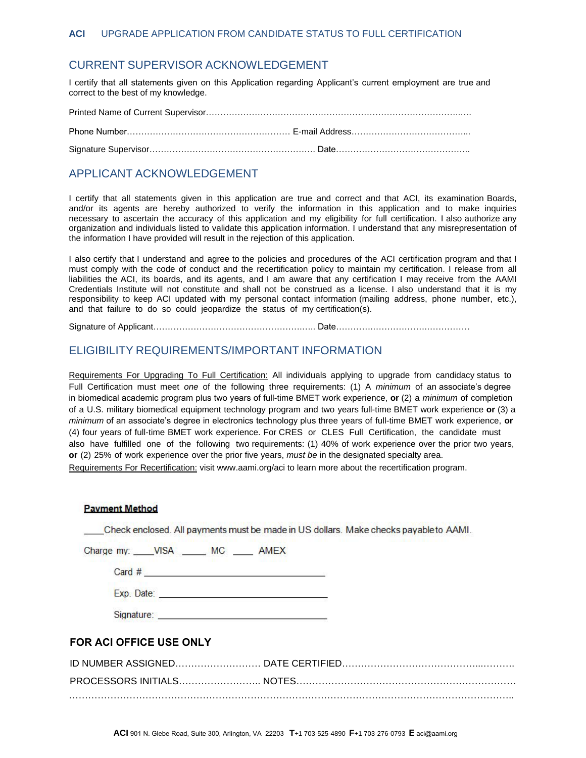## CURRENT SUPERVISOR ACKNOWLEDGEMENT

I certify that all statements given on this Application regarding Applicant's current employment are true and correct to the best of my knowledge.

Printed Name of Current Supervisor…………………………………………………………………………..….

Phone Number………………………………………………… E-mail Address…………………………………...

Signature Supervisor…………………………………………………. Date………………………………………..

## APPLICANT ACKNOWLEDGEMENT

I certify that all statements given in this application are true and correct and that ACI, its examination Boards, and/or its agents are hereby authorized to verify the information in this application and to make inquiries necessary to ascertain the accuracy of this application and my eligibility for full certification. I also authorize any organization and individuals listed to validate this application information. I understand that any misrepresentation of the information I have provided will result in the rejection of this application.

I also certify that I understand and agree to the policies and procedures of the ACI certification program and that I must comply with the code of conduct and the recertification policy to maintain my certification. I release from all liabilities the ACI, its boards, and its agents, and I am aware that any certification I may receive from the AAMI Credentials Institute will not constitute and shall not be construed as a license. I also understand that it is my responsibility to keep ACI updated with my personal contact information (mailing address, phone number, etc.), and that failure to do so could jeopardize the status of my certification(s).

Signature of Applicant……………………………………………….….. Date………….……………….……………

## ELIGIBILITY REQUIREMENTS/IMPORTANT INFORMATION

Requirements For Upgrading To Full Certification: All individuals applying to upgrade from candidacy status to Full Certification must meet *one* of the following three requirements: (1) A *minimum* of an associate's degree in biomedical academic program plus two years of full-time BMET work experience, **or** (2) a *minimum* of completion of a U.S. military biomedical equipment technology program and two years full-time BMET work experience **or** (3) a *minimum* of an associate's degree in electronics technology plus three years of full-time BMET work experience, **or** (4) four years of full-time BMET work experience. For CRES or CLES Full Certification, the candidate must also have fulfilled one of the following two requirements: (1) 40% of work experience over the prior two years, **or** (2) 25% of work experience over the prior five years, *must be* in the designated specialty area.

Requirements For Recertification: visit www.aami.org/aci to learn more about the recertification program.

**Payment Method**

____Check enclosed. All payments must be made in US dollars. Make checks payable to AAMI.

Charge my: ____VISA ____ MC ____ AMEX

Card # ________________________________

Exp. Date: ________________________________

Signature: ________________________________

### FOR ACI OFFICE USE ONLY

ID NUMBER ASSIGNED……………………… DATE CERTIFIED…………………………………...……….

PROCESSORS INITIALS…………………….. NOTES……………………………………………………………

……………………………………………………………………………………………………………………..

**ACI** 901 N. Glebe Road, Suite 300, Arlington, VA 22203 **T**+1 703-525-4890 **F**+1 703-276-0793 **E** aci@aami.org